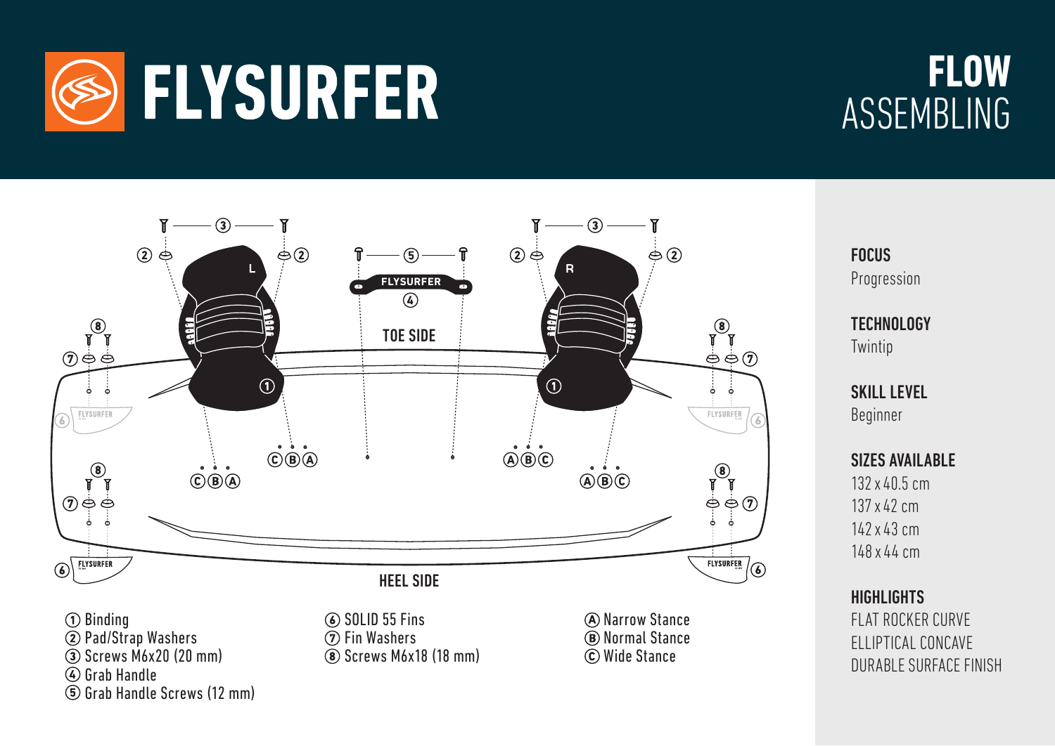# FLYSURFER

## FLOW
ASSEMBLING

TOE SIDE

HEEL SIDE

1. Binding
2. Pad/Strap Washers
3. Screws M6x20 (20 mm)
4. Grab Handle
5. Grab Handle Screws (12 mm)
6. SOLID 55 Fins
7. Fin Washers
8. Screws M6x18 (18 mm)

- A Narrow Stance
- B Normal Stance
- C Wide Stance

**FOCUS**
Progression

**TECHNOLOGY**
Twintip

**SKILL LEVEL**
Beginner

**SIZES AVAILABLE**
132 x 40.5 cm
137 x 42 cm
142 x 43 cm
148 x 44 cm

**HIGHLIGHTS**
FLAT ROCKER CURVE
ELLIPTICAL CONCAVE
DURABLE SURFACE FINISH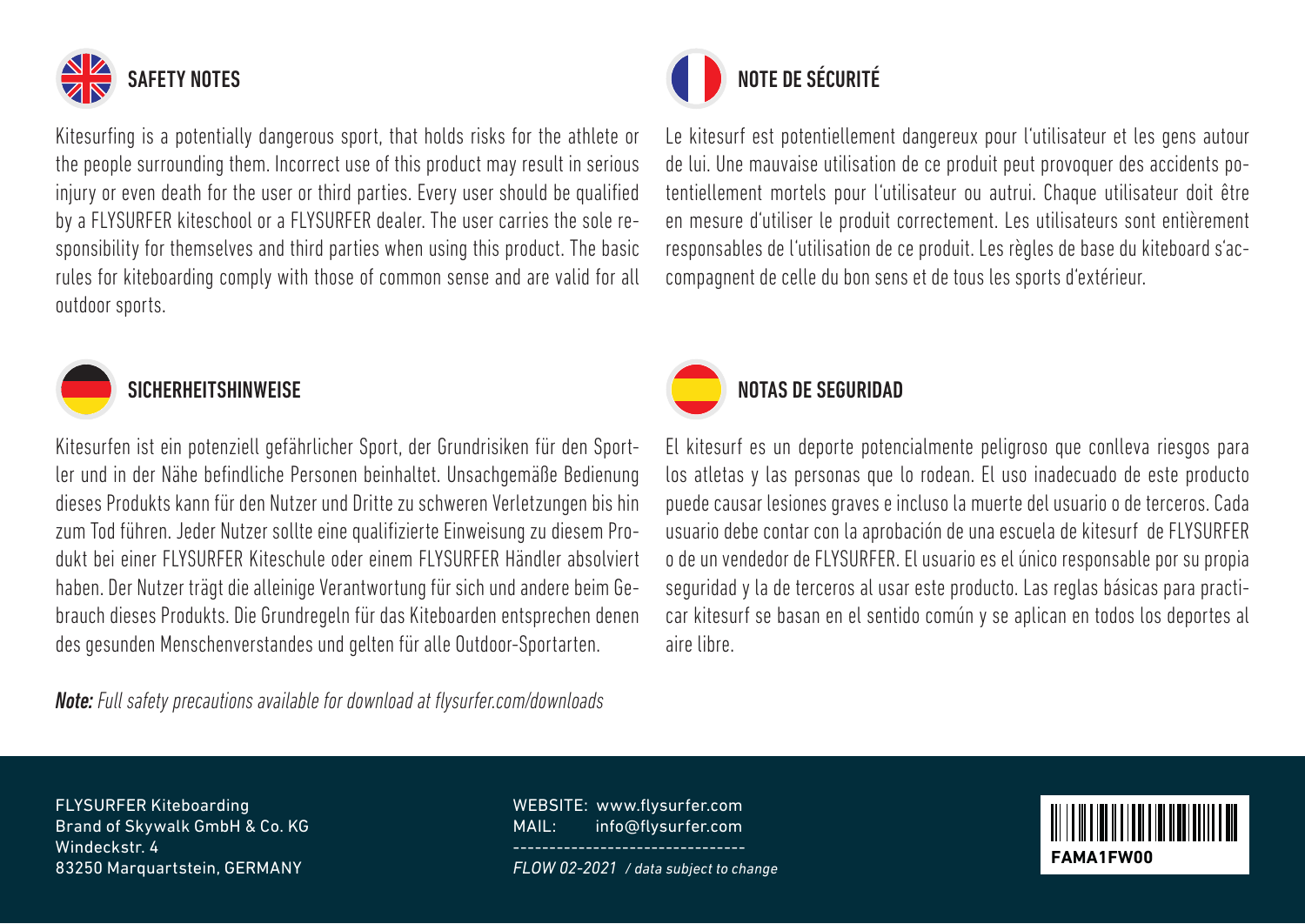## SAFETY NOTES

Kitesurfing is a potentially dangerous sport, that holds risks for the athlete or the people surrounding them. Incorrect use of this product may result in serious injury or even death for the user or third parties. Every user should be qualified by a FLYSURFER kiteschool or a FLYSURFER dealer. The user carries the sole responsibility for themselves and third parties when using this product. The basic rules for kiteboarding comply with those of common sense and are valid for all outdoor sports.

## NOTE DE SÉCURITÉ

Le kitesurf est potentiellement dangereux pour l'utilisateur et les gens autour de lui. Une mauvaise utilisation de ce produit peut provoquer des accidents potentiellement mortels pour l'utilisateur ou autrui. Chaque utilisateur doit être en mesure d'utiliser le produit correctement. Les utilisateurs sont entièrement responsables de l'utilisation de ce produit. Les règles de base du kiteboard s'accompagnent de celle du bon sens et de tous les sports d'extérieur.

## SICHERHEITSHINWEISE

Kitesurfen ist ein potenziell gefährlicher Sport, der Grundrisiken für den Sportler und in der Nähe befindliche Personen beinhaltet. Unsachgemäße Bedienung dieses Produkts kann für den Nutzer und Dritte zu schweren Verletzungen bis hin zum Tod führen. Jeder Nutzer sollte eine qualifizierte Einweisung zu diesem Produkt bei einer FLYSURFER Kiteschule oder einem FLYSURFER Händler absolviert haben. Der Nutzer trägt die alleinige Verantwortung für sich und andere beim Gebrauch dieses Produkts. Die Grundregeln für das Kiteboarden entsprechen denen des gesunden Menschenverstandes und gelten für alle Outdoor-Sportarten.

## NOTAS DE SEGURIDAD

El kitesurf es un deporte potencialmente peligroso que conlleva riesgos para los atletas y las personas que lo rodean. El uso inadecuado de este producto puede causar lesiones graves e incluso la muerte del usuario o de terceros. Cada usuario debe contar con la aprobación de una escuela de kitesurf de FLYSURFER o de un vendedor de FLYSURFER. El usuario es el único responsable por su propia seguridad y la de terceros al usar este producto. Las reglas básicas para practicar kitesurf se basan en el sentido común y se aplican en todos los deportes al aire libre.

***Note:*** *Full safety precautions available for download at flysurfer.com/downloads*

FLYSURFER Kiteboarding
Brand of Skywalk GmbH & Co. KG
Windeckstr. 4
83250 Marquartstein, GERMANY

WEBSITE: www.flysurfer.com
MAIL: info@flysurfer.com

*FLOW 02-2021 / data subject to change*

**FAMA1FW00**